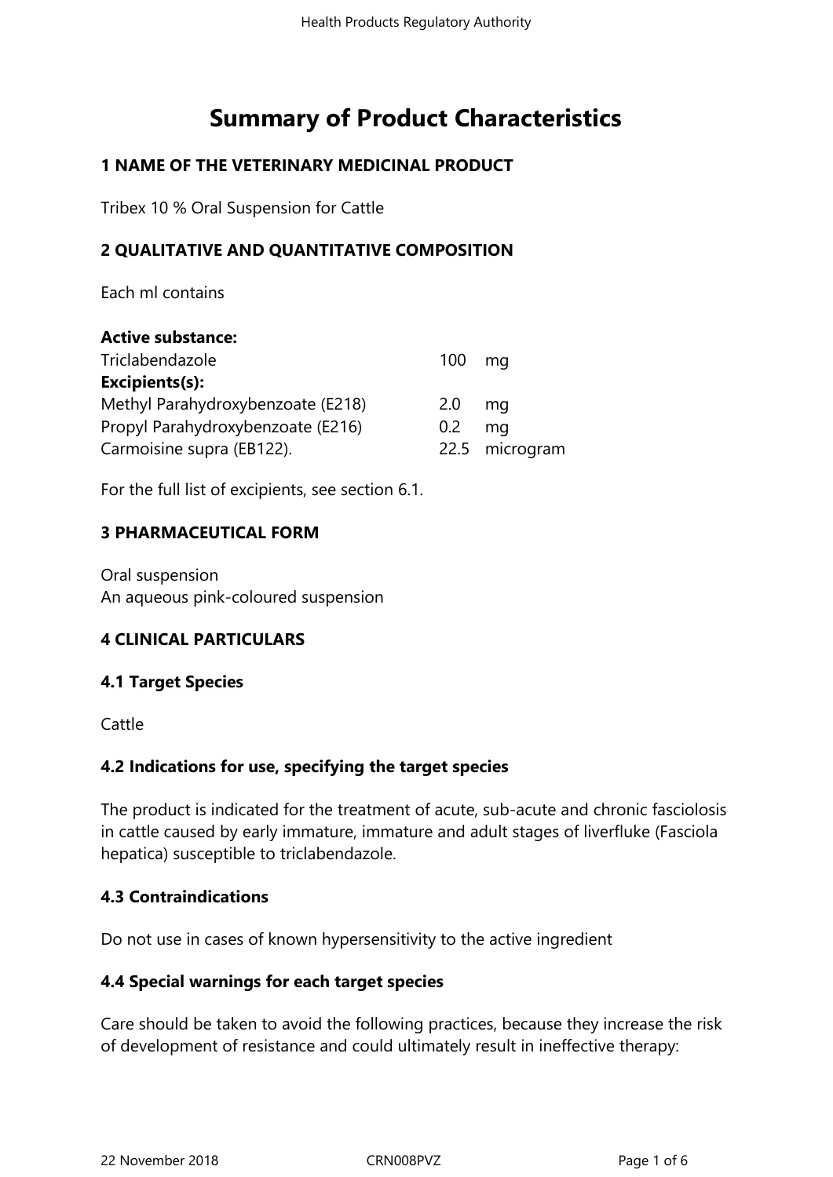# Summary of Product Characteristics

## 1 NAME OF THE VETERINARY MEDICINAL PRODUCT

Tribex 10 % Oral Suspension for Cattle

## 2 QUALITATIVE AND QUANTITATIVE COMPOSITION

Each ml contains

| | | |
|---|---|---|
| **Active substance:** | | |
| Triclabendazole | 100 | mg |
| **Excipients(s):** | | |
| Methyl Parahydroxybenzoate (E218) | 2.0 | mg |
| Propyl Parahydroxybenzoate (E216) | 0.2 | mg |
| Carmoisine supra (EB122). | 22.5 | microgram |

For the full list of excipients, see section 6.1.

## 3 PHARMACEUTICAL FORM

Oral suspension
An aqueous pink-coloured suspension

## 4 CLINICAL PARTICULARS

### 4.1 Target Species

Cattle

### 4.2 Indications for use, specifying the target species

The product is indicated for the treatment of acute, sub-acute and chronic fasciolosis in cattle caused by early immature, immature and adult stages of liverfluke (Fasciola hepatica) susceptible to triclabendazole.

### 4.3 Contraindications

Do not use in cases of known hypersensitivity to the active ingredient

### 4.4 Special warnings for each target species

Care should be taken to avoid the following practices, because they increase the risk of development of resistance and could ultimately result in ineffective therapy: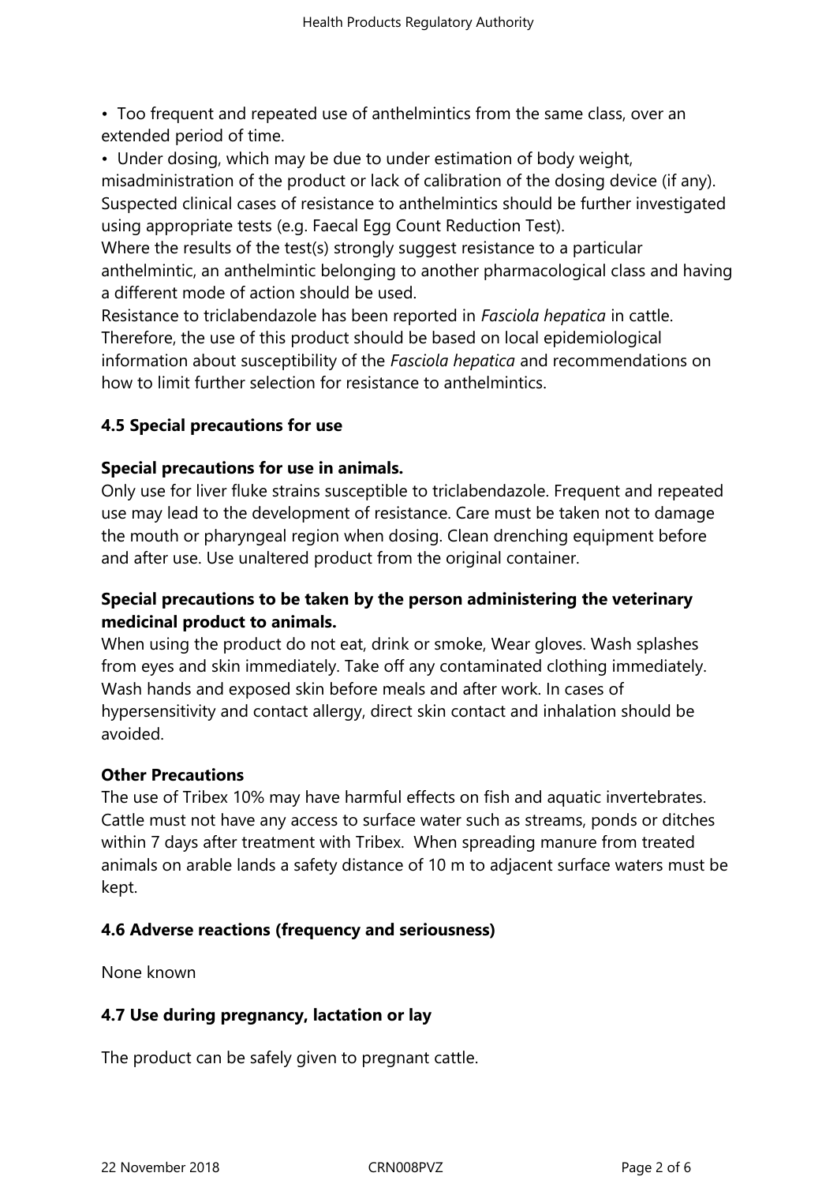- Too frequent and repeated use of anthelmintics from the same class, over an extended period of time.
- Under dosing, which may be due to under estimation of body weight, misadministration of the product or lack of calibration of the dosing device (if any).

Suspected clinical cases of resistance to anthelmintics should be further investigated using appropriate tests (e.g. Faecal Egg Count Reduction Test).

Where the results of the test(s) strongly suggest resistance to a particular anthelmintic, an anthelmintic belonging to another pharmacological class and having a different mode of action should be used.

Resistance to triclabendazole has been reported in *Fasciola hepatica* in cattle. Therefore, the use of this product should be based on local epidemiological information about susceptibility of the *Fasciola hepatica* and recommendations on how to limit further selection for resistance to anthelmintics.

## 4.5 Special precautions for use

**Special precautions for use in animals.**

Only use for liver fluke strains susceptible to triclabendazole. Frequent and repeated use may lead to the development of resistance. Care must be taken not to damage the mouth or pharyngeal region when dosing. Clean drenching equipment before and after use. Use unaltered product from the original container.

**Special precautions to be taken by the person administering the veterinary medicinal product to animals.**

When using the product do not eat, drink or smoke, Wear gloves. Wash splashes from eyes and skin immediately. Take off any contaminated clothing immediately. Wash hands and exposed skin before meals and after work. In cases of hypersensitivity and contact allergy, direct skin contact and inhalation should be avoided.

**Other Precautions**

The use of Tribex 10% may have harmful effects on fish and aquatic invertebrates. Cattle must not have any access to surface water such as streams, ponds or ditches within 7 days after treatment with Tribex. When spreading manure from treated animals on arable lands a safety distance of 10 m to adjacent surface waters must be kept.

## 4.6 Adverse reactions (frequency and seriousness)

None known

## 4.7 Use during pregnancy, lactation or lay

The product can be safely given to pregnant cattle.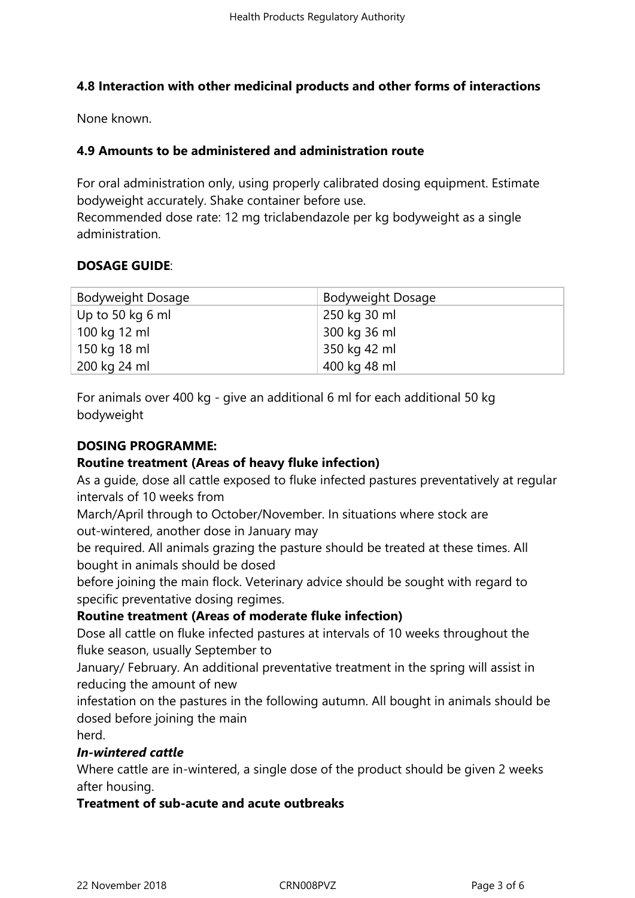## 4.8 Interaction with other medicinal products and other forms of interactions

None known.

## 4.9 Amounts to be administered and administration route

For oral administration only, using properly calibrated dosing equipment. Estimate bodyweight accurately. Shake container before use.
Recommended dose rate: 12 mg triclabendazole per kg bodyweight as a single administration.

**DOSAGE GUIDE**:

| Bodyweight Dosage | Bodyweight Dosage |
|---|---|
| Up to 50 kg 6 ml | 250 kg 30 ml |
| 100 kg 12 ml | 300 kg 36 ml |
| 150 kg 18 ml | 350 kg 42 ml |
| 200 kg 24 ml | 400 kg 48 ml |

For animals over 400 kg - give an additional 6 ml for each additional 50 kg bodyweight

**DOSING PROGRAMME:**

**Routine treatment (Areas of heavy fluke infection)**

As a guide, dose all cattle exposed to fluke infected pastures preventatively at regular intervals of 10 weeks from March/April through to October/November. In situations where stock are out-wintered, another dose in January may be required. All animals grazing the pasture should be treated at these times. All bought in animals should be dosed before joining the main flock. Veterinary advice should be sought with regard to specific preventative dosing regimes.

**Routine treatment (Areas of moderate fluke infection)**

Dose all cattle on fluke infected pastures at intervals of 10 weeks throughout the fluke season, usually September to January/ February. An additional preventative treatment in the spring will assist in reducing the amount of new infestation on the pastures in the following autumn. All bought in animals should be dosed before joining the main herd.

***In-wintered cattle***

Where cattle are in-wintered, a single dose of the product should be given 2 weeks after housing.

**Treatment of sub-acute and acute outbreaks**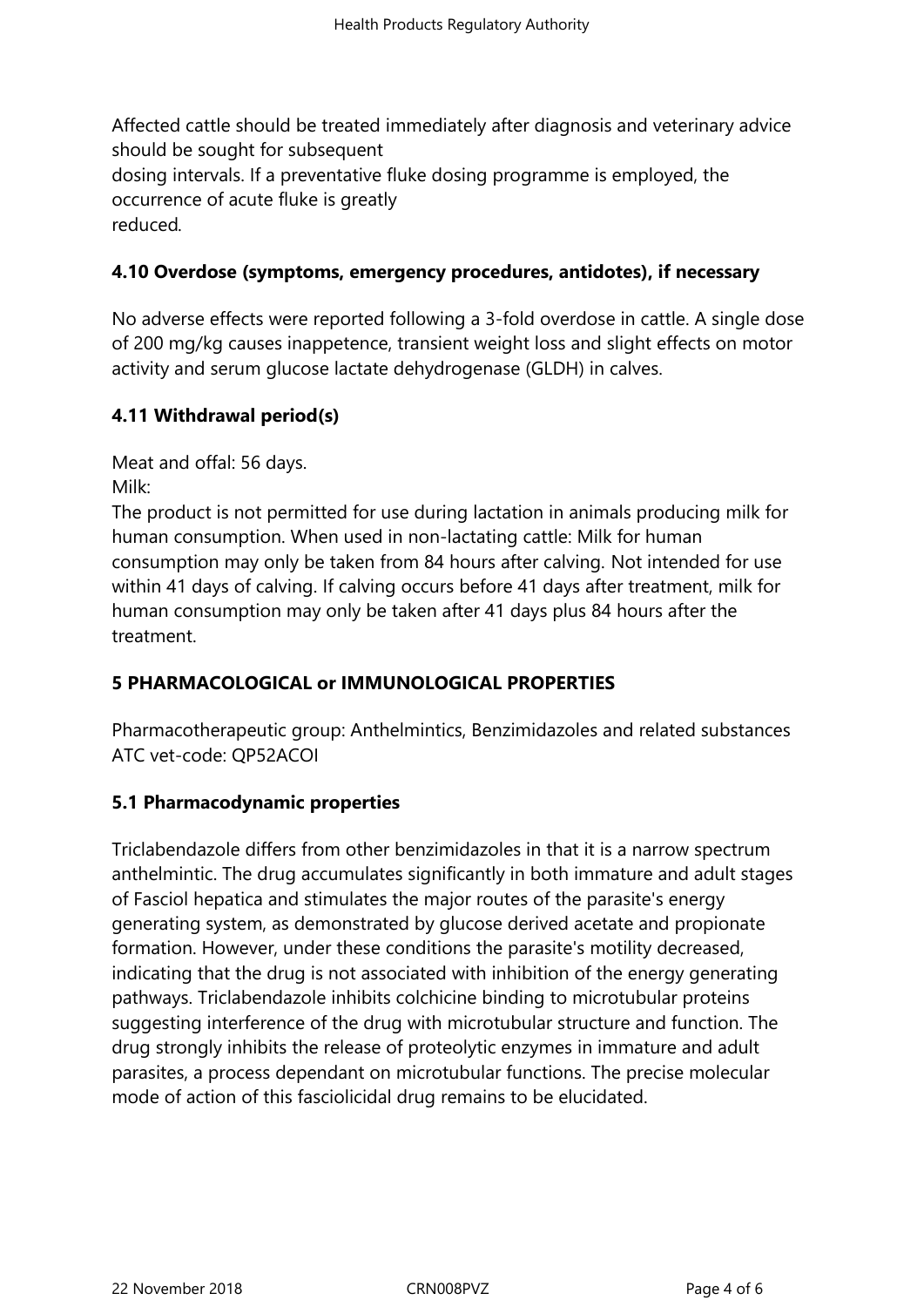Affected cattle should be treated immediately after diagnosis and veterinary advice should be sought for subsequent dosing intervals. If a preventative fluke dosing programme is employed, the occurrence of acute fluke is greatly reduced.

### 4.10 Overdose (symptoms, emergency procedures, antidotes), if necessary

No adverse effects were reported following a 3-fold overdose in cattle. A single dose of 200 mg/kg causes inappetence, transient weight loss and slight effects on motor activity and serum glucose lactate dehydrogenase (GLDH) in calves.

### 4.11 Withdrawal period(s)

Meat and offal: 56 days.
Milk:
The product is not permitted for use during lactation in animals producing milk for human consumption. When used in non-lactating cattle: Milk for human consumption may only be taken from 84 hours after calving. Not intended for use within 41 days of calving. If calving occurs before 41 days after treatment, milk for human consumption may only be taken after 41 days plus 84 hours after the treatment.

## 5 PHARMACOLOGICAL or IMMUNOLOGICAL PROPERTIES

Pharmacotherapeutic group: Anthelmintics, Benzimidazoles and related substances
ATC vet-code: QP52ACOI

### 5.1 Pharmacodynamic properties

Triclabendazole differs from other benzimidazoles in that it is a narrow spectrum anthelmintic. The drug accumulates significantly in both immature and adult stages of Fasciol hepatica and stimulates the major routes of the parasite's energy generating system, as demonstrated by glucose derived acetate and propionate formation. However, under these conditions the parasite's motility decreased, indicating that the drug is not associated with inhibition of the energy generating pathways. Triclabendazole inhibits colchicine binding to microtubular proteins suggesting interference of the drug with microtubular structure and function. The drug strongly inhibits the release of proteolytic enzymes in immature and adult parasites, a process dependant on microtubular functions. The precise molecular mode of action of this fasciolicidal drug remains to be elucidated.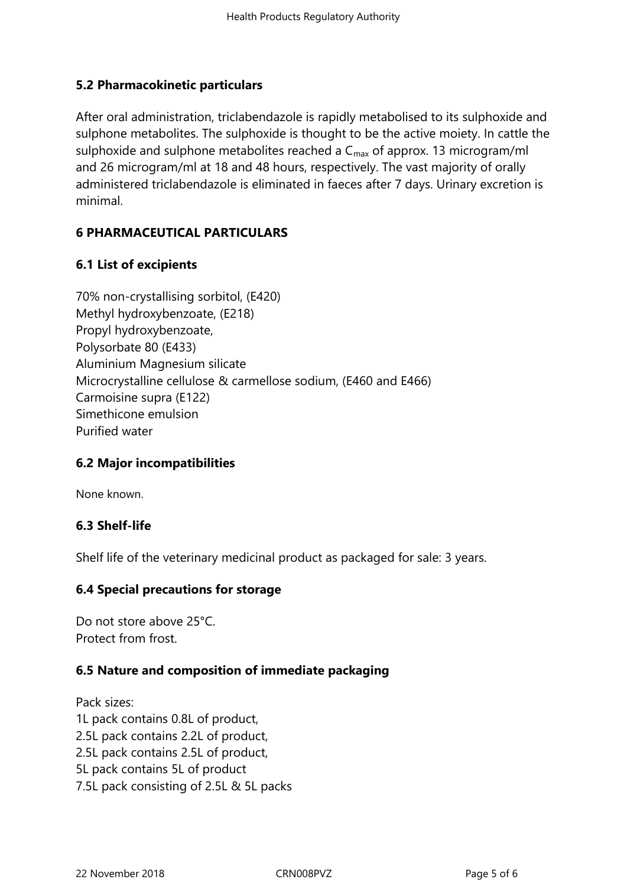## 5.2 Pharmacokinetic particulars

After oral administration, triclabendazole is rapidly metabolised to its sulphoxide and sulphone metabolites. The sulphoxide is thought to be the active moiety. In cattle the sulphoxide and sulphone metabolites reached a $C_{max}$ of approx. 13 microgram/ml and 26 microgram/ml at 18 and 48 hours, respectively. The vast majority of orally administered triclabendazole is eliminated in faeces after 7 days. Urinary excretion is minimal.

# 6 PHARMACEUTICAL PARTICULARS

## 6.1 List of excipients

70% non-crystallising sorbitol, (E420)
Methyl hydroxybenzoate, (E218)
Propyl hydroxybenzoate,
Polysorbate 80 (E433)
Aluminium Magnesium silicate
Microcrystalline cellulose & carmellose sodium, (E460 and E466)
Carmoisine supra (E122)
Simethicone emulsion
Purified water

## 6.2 Major incompatibilities

None known.

## 6.3 Shelf-life

Shelf life of the veterinary medicinal product as packaged for sale: 3 years.

## 6.4 Special precautions for storage

Do not store above 25°C.
Protect from frost.

## 6.5 Nature and composition of immediate packaging

Pack sizes:
1L pack contains 0.8L of product,
2.5L pack contains 2.2L of product,
2.5L pack contains 2.5L of product,
5L pack contains 5L of product
7.5L pack consisting of 2.5L & 5L packs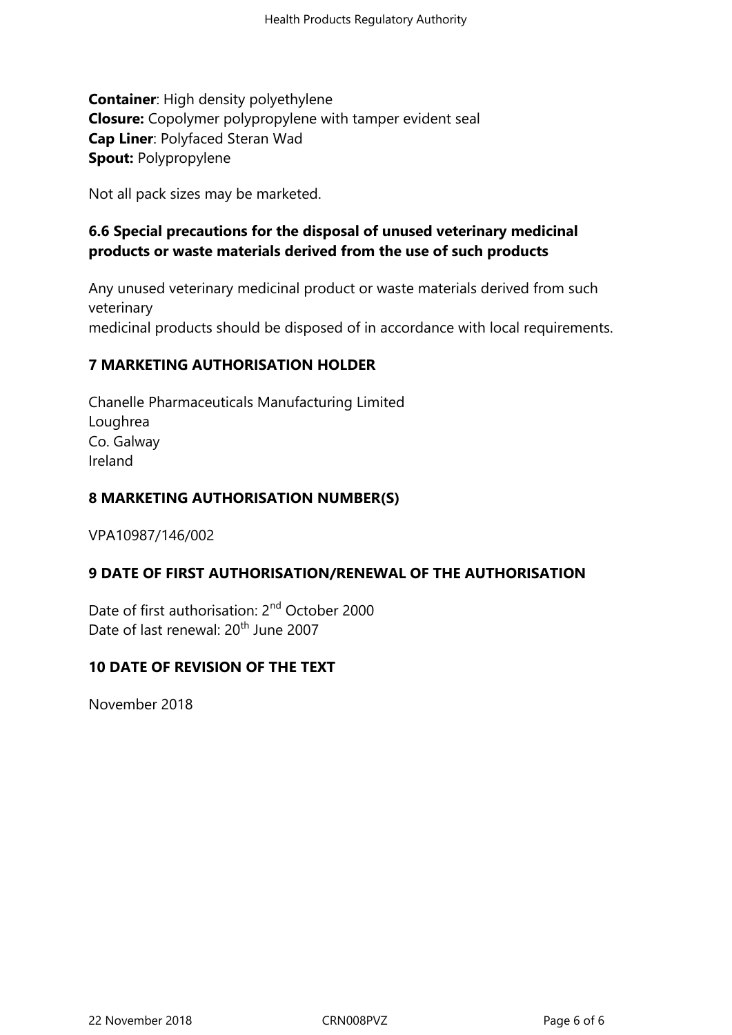**Container**: High density polyethylene
**Closure:** Copolymer polypropylene with tamper evident seal
**Cap Liner**: Polyfaced Steran Wad
**Spout:** Polypropylene

Not all pack sizes may be marketed.

## 6.6 Special precautions for the disposal of unused veterinary medicinal products or waste materials derived from the use of such products

Any unused veterinary medicinal product or waste materials derived from such veterinary
medicinal products should be disposed of in accordance with local requirements.

## 7 MARKETING AUTHORISATION HOLDER

Chanelle Pharmaceuticals Manufacturing Limited
Loughrea
Co. Galway
Ireland

## 8 MARKETING AUTHORISATION NUMBER(S)

VPA10987/146/002

## 9 DATE OF FIRST AUTHORISATION/RENEWAL OF THE AUTHORISATION

Date of first authorisation: 2nd October 2000
Date of last renewal: 20th June 2007

## 10 DATE OF REVISION OF THE TEXT

November 2018